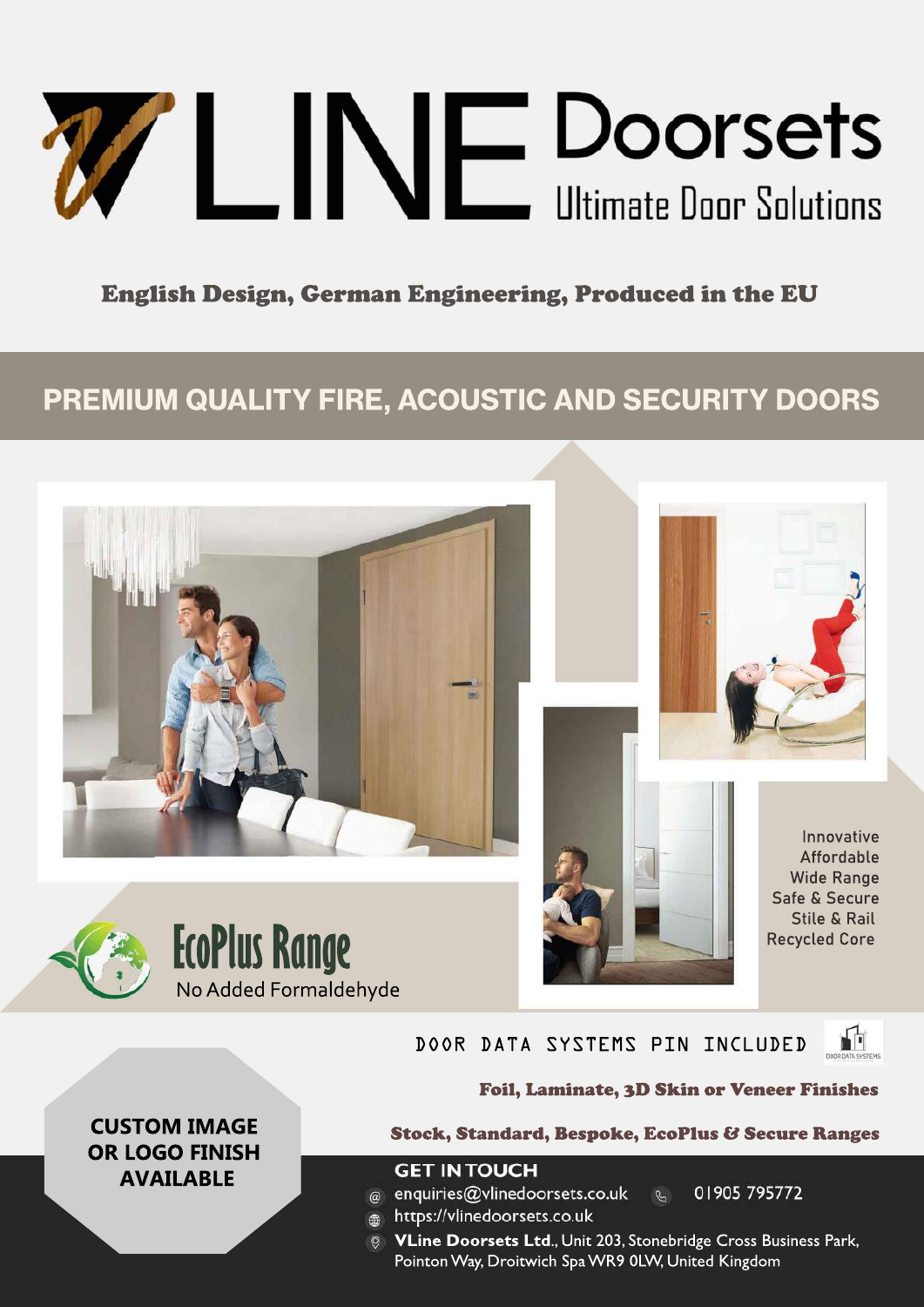# VLINE Doorsets

Ultimate Door Solutions

**English Design, German Engineering, Produced in the EU**

## PREMIUM QUALITY FIRE, ACOUSTIC AND SECURITY DOORS

Innovative
Affordable
Wide Range
Safe & Secure
Stile & Rail
Recycled Core

**EcoPlus Range**
No Added Formaldehyde

DOOR DATA SYSTEMS PIN INCLUDED

**Foil, Laminate, 3D Skin or Veneer Finishes**

**Stock, Standard, Bespoke, EcoPlus & Secure Ranges**

**CUSTOM IMAGE OR LOGO FINISH AVAILABLE**

**GET IN TOUCH**

enquiries@vlinedoorsets.co.uk 01905 795772

https://vlinedoorsets.co.uk

**VLine Doorsets Ltd.**, Unit 203, Stonebridge Cross Business Park, Pointon Way, Droitwich Spa WR9 0LW, United Kingdom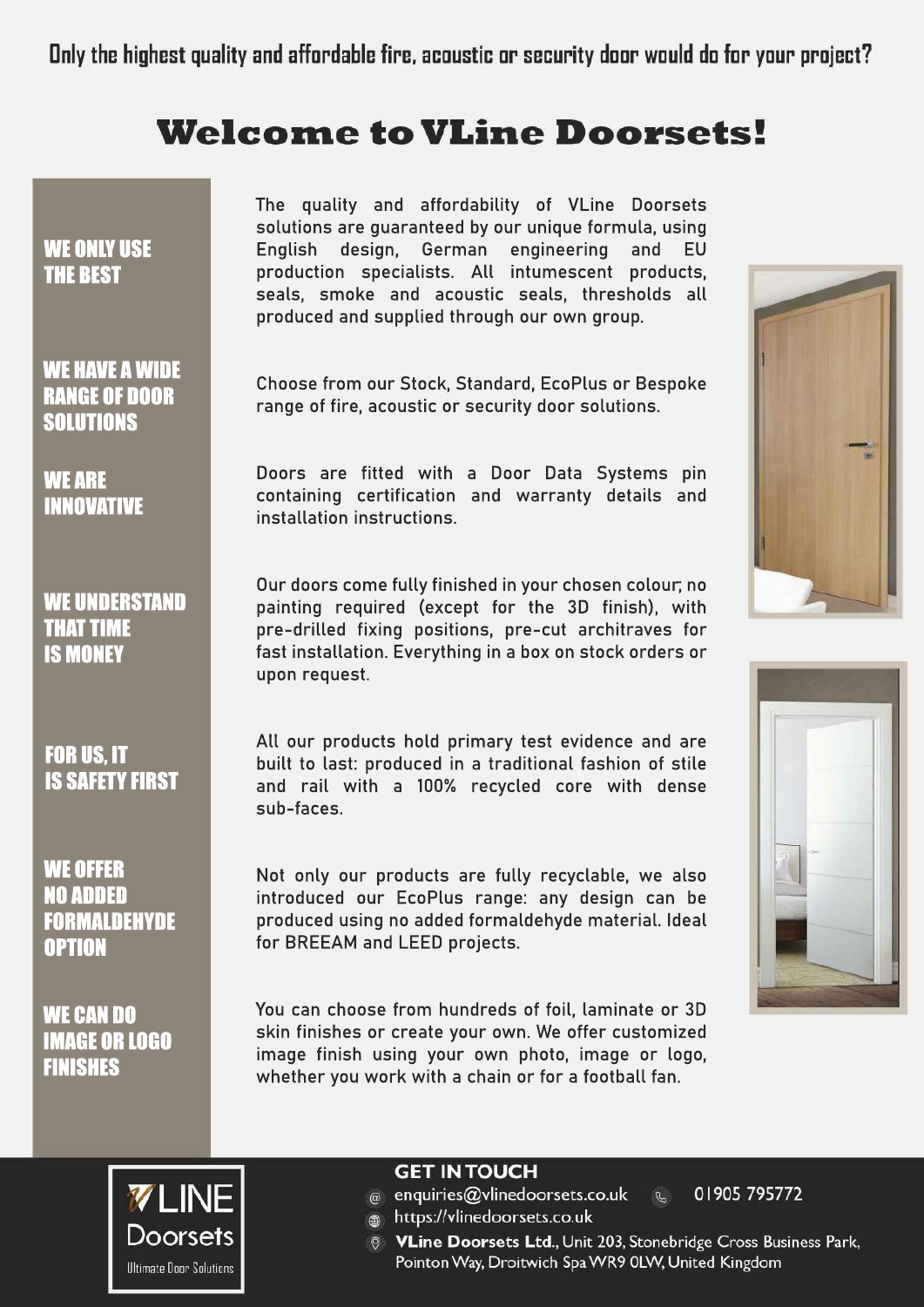Only the highest quality and affordable fire, acoustic or security door would do for your project?

# Welcome to VLine Doorsets!

**WE ONLY USE THE BEST**

The quality and affordability of VLine Doorsets solutions are guaranteed by our unique formula, using English design, German engineering and EU production specialists. All intumescent products, seals, smoke and acoustic seals, thresholds all produced and supplied through our own group.

**WE HAVE A WIDE RANGE OF DOOR SOLUTIONS**

Choose from our Stock, Standard, EcoPlus or Bespoke range of fire, acoustic or security door solutions.

**WE ARE INNOVATIVE**

Doors are fitted with a Door Data Systems pin containing certification and warranty details and installation instructions.

**WE UNDERSTAND THAT TIME IS MONEY**

Our doors come fully finished in your chosen colour; no painting required (except for the 3D finish), with pre-drilled fixing positions, pre-cut architraves for fast installation. Everything in a box on stock orders or upon request.

**FOR US, IT IS SAFETY FIRST**

All our products hold primary test evidence and are built to last: produced in a traditional fashion of stile and rail with a 100% recycled core with dense sub-faces.

**WE OFFER NO ADDED FORMALDEHYDE OPTION**

Not only our products are fully recyclable, we also introduced our EcoPlus range: any design can be produced using no added formaldehyde material. Ideal for BREEAM and LEED projects.

**WE CAN DO IMAGE OR LOGO FINISHES**

You can choose from hundreds of foil, laminate or 3D skin finishes or create your own. We offer customized image finish using your own photo, image or logo, whether you work with a chain or for a football fan.

VLINE Doorsets
Ultimate Door Solutions

**GET IN TOUCH**

enquiries@vlinedoorsets.co.uk   01905 795772

https://vlinedoorsets.co.uk

**VLine Doorsets Ltd.**, Unit 203, Stonebridge Cross Business Park, Pointon Way, Droitwich Spa WR9 0LW, United Kingdom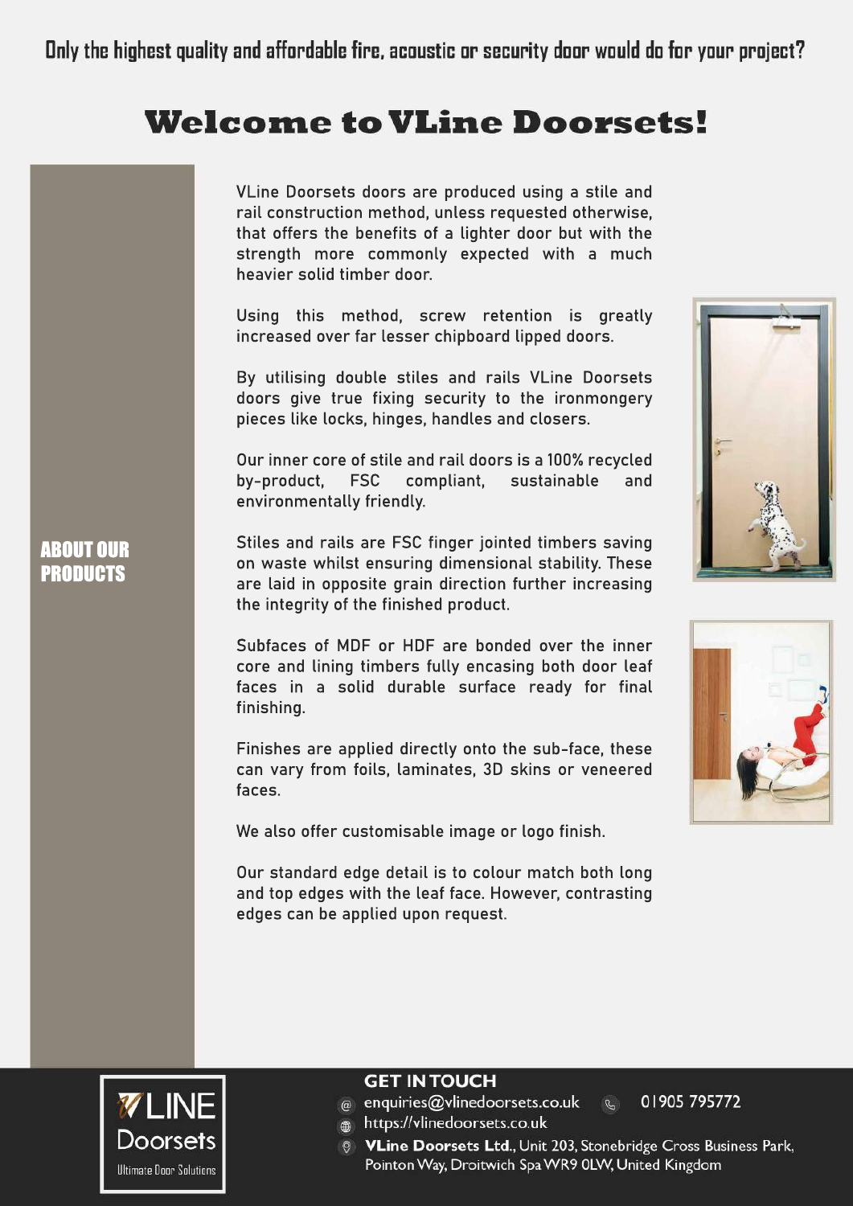Only the highest quality and affordable fire, acoustic or security door would do for your project?

# Welcome to VLine Doorsets!

## ABOUT OUR PRODUCTS

VLine Doorsets doors are produced using a stile and rail construction method, unless requested otherwise, that offers the benefits of a lighter door but with the strength more commonly expected with a much heavier solid timber door.

Using this method, screw retention is greatly increased over far lesser chipboard lipped doors.

By utilising double stiles and rails VLine Doorsets doors give true fixing security to the ironmongery pieces like locks, hinges, handles and closers.

Our inner core of stile and rail doors is a 100% recycled by-product, FSC compliant, sustainable and environmentally friendly.

Stiles and rails are FSC finger jointed timbers saving on waste whilst ensuring dimensional stability. These are laid in opposite grain direction further increasing the integrity of the finished product.

Subfaces of MDF or HDF are bonded over the inner core and lining timbers fully encasing both door leaf faces in a solid durable surface ready for final finishing.

Finishes are applied directly onto the sub-face, these can vary from foils, laminates, 3D skins or veneered faces.

We also offer customisable image or logo finish.

Our standard edge detail is to colour match both long and top edges with the leaf face. However, contrasting edges can be applied upon request.

VLINE Doorsets
Ultimate Door Solutions

**GET IN TOUCH**

- enquiries@vlinedoorsets.co.uk
- 01905 795772
- https://vlinedoorsets.co.uk
- **VLine Doorsets Ltd.**, Unit 203, Stonebridge Cross Business Park, Pointon Way, Droitwich Spa WR9 0LW, United Kingdom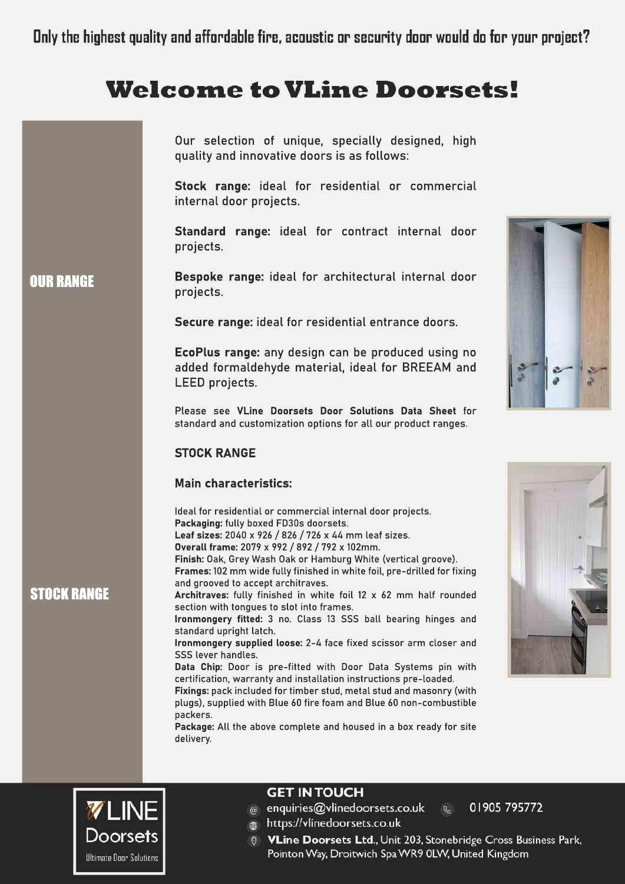Only the highest quality and affordable fire, acoustic or security door would do for your project?

# Welcome to VLine Doorsets!

## OUR RANGE

Our selection of unique, specially designed, high quality and innovative doors is as follows:

**Stock range:** ideal for residential or commercial internal door projects.

**Standard range:** ideal for contract internal door projects.

**Bespoke range:** ideal for architectural internal door projects.

**Secure range:** ideal for residential entrance doors.

**EcoPlus range:** any design can be produced using no added formaldehyde material, ideal for BREEAM and LEED projects.

Please see **VLine Doorsets Door Solutions Data Sheet** for standard and customization options for all our product ranges.

## STOCK RANGE

### STOCK RANGE

### Main characteristics:

Ideal for residential or commercial internal door projects.
**Packaging:** fully boxed FD30s doorsets.
**Leaf sizes:** 2040 x 926 / 826 / 726 x 44 mm leaf sizes.
**Overall frame:** 2079 x 992 / 892 / 792 x 102mm.
**Finish:** Oak, Grey Wash Oak or Hamburg White (vertical groove).
**Frames:** 102 mm wide fully finished in white foil, pre-drilled for fixing and grooved to accept architraves.
**Architraves:** fully finished in white foil 12 x 62 mm half rounded section with tongues to slot into frames.
**Ironmongery fitted:** 3 no. Class 13 SSS ball bearing hinges and standard upright latch.
**Ironmongery supplied loose:** 2-4 face fixed scissor arm closer and SSS lever handles.
**Data Chip:** Door is pre-fitted with Door Data Systems pin with certification, warranty and installation instructions pre-loaded.
**Fixings:** pack included for timber stud, metal stud and masonry (with plugs), supplied with Blue 60 fire foam and Blue 60 non-combustible packers.
**Package:** All the above complete and housed in a box ready for site delivery.

VLINE Doorsets
Ultimate Door Solutions

## GET IN TOUCH

enquiries@vlinedoorsets.co.uk 01905 795772
https://vlinedoorsets.co.uk
**VLine Doorsets Ltd.**, Unit 203, Stonebridge Cross Business Park, Pointon Way, Droitwich Spa WR9 0LW, United Kingdom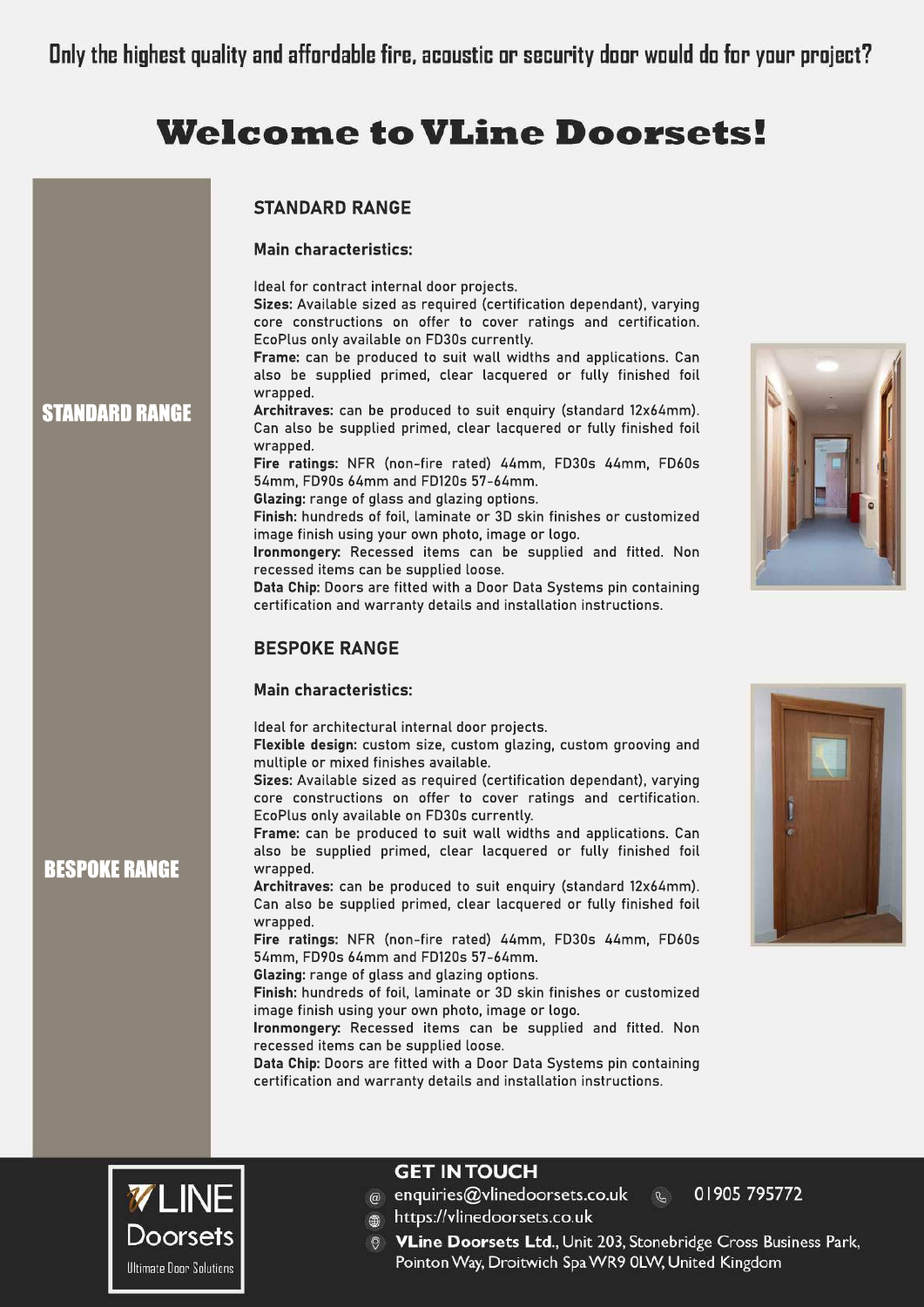Only the highest quality and affordable fire, acoustic or security door would do for your project?

# Welcome to VLine Doorsets!

**STANDARD RANGE**

## STANDARD RANGE

### Main characteristics:

Ideal for contract internal door projects.
**Sizes:** Available sized as required (certification dependant), varying core constructions on offer to cover ratings and certification. EcoPlus only available on FD30s currently.
**Frame:** can be produced to suit wall widths and applications. Can also be supplied primed, clear lacquered or fully finished foil wrapped.
**Architraves:** can be produced to suit enquiry (standard 12x64mm). Can also be supplied primed, clear lacquered or fully finished foil wrapped.
**Fire ratings:** NFR (non-fire rated) 44mm, FD30s 44mm, FD60s 54mm, FD90s 64mm and FD120s 57-64mm.
**Glazing:** range of glass and glazing options.
**Finish:** hundreds of foil, laminate or 3D skin finishes or customized image finish using your own photo, image or logo.
**Ironmongery:** Recessed items can be supplied and fitted. Non recessed items can be supplied loose.
**Data Chip:** Doors are fitted with a Door Data Systems pin containing certification and warranty details and installation instructions.

**BESPOKE RANGE**

## BESPOKE RANGE

### Main characteristics:

Ideal for architectural internal door projects.
**Flexible design:** custom size, custom glazing, custom grooving and multiple or mixed finishes available.
**Sizes:** Available sized as required (certification dependant), varying core constructions on offer to cover ratings and certification. EcoPlus only available on FD30s currently.
**Frame:** can be produced to suit wall widths and applications. Can also be supplied primed, clear lacquered or fully finished foil wrapped.
**Architraves:** can be produced to suit enquiry (standard 12x64mm). Can also be supplied primed, clear lacquered or fully finished foil wrapped.
**Fire ratings:** NFR (non-fire rated) 44mm, FD30s 44mm, FD60s 54mm, FD90s 64mm and FD120s 57-64mm.
**Glazing:** range of glass and glazing options.
**Finish:** hundreds of foil, laminate or 3D skin finishes or customized image finish using your own photo, image or logo.
**Ironmongery:** Recessed items can be supplied and fitted. Non recessed items can be supplied loose.
**Data Chip:** Doors are fitted with a Door Data Systems pin containing certification and warranty details and installation instructions.

VLINE Doorsets
Ultimate Door Solutions

## GET IN TOUCH

enquiries@vlinedoorsets.co.uk 01905 795772
https://vlinedoorsets.co.uk
**VLine Doorsets Ltd.**, Unit 203, Stonebridge Cross Business Park, Pointon Way, Droitwich Spa WR9 0LW, United Kingdom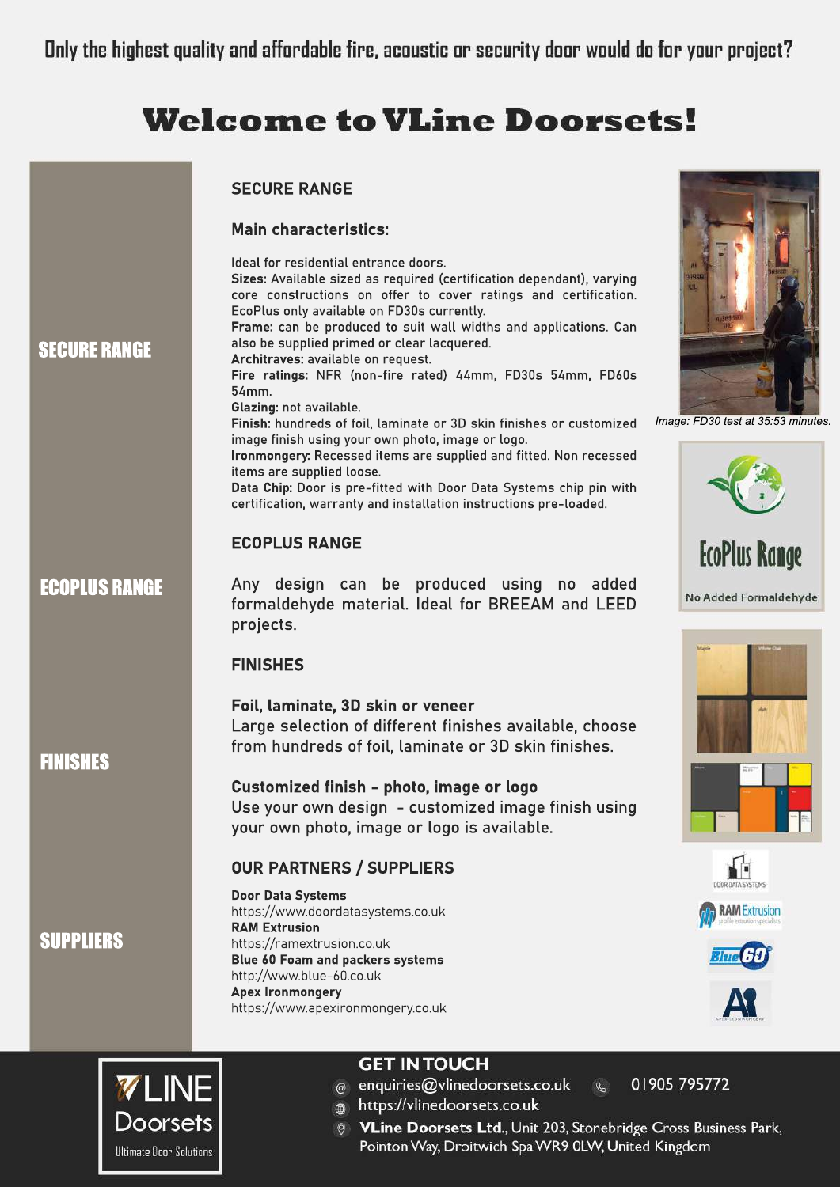Only the highest quality and affordable fire, acoustic or security door would do for your project?

# Welcome to VLine Doorsets!

## SECURE RANGE

### Main characteristics:

Ideal for residential entrance doors.
**Sizes:** Available sized as required (certification dependant), varying core constructions on offer to cover ratings and certification. EcoPlus only available on FD30s currently.
**Frame:** can be produced to suit wall widths and applications. Can also be supplied primed or clear lacquered.
**Architraves:** available on request.
**Fire ratings:** NFR (non-fire rated) 44mm, FD30s 54mm, FD60s 54mm.
**Glazing:** not available.
**Finish:** hundreds of foil, laminate or 3D skin finishes or customized image finish using your own photo, image or logo.
**Ironmongery:** Recessed items are supplied and fitted. Non recessed items are supplied loose.
**Data Chip:** Door is pre-fitted with Door Data Systems chip pin with certification, warranty and installation instructions pre-loaded.

*Image: FD30 test at 35:53 minutes.*

## ECOPLUS RANGE

Any design can be produced using no added formaldehyde material. Ideal for BREEAM and LEED projects.

EcoPlus Range
No Added Formaldehyde

## FINISHES

### Foil, laminate, 3D skin or veneer

Large selection of different finishes available, choose from hundreds of foil, laminate or 3D skin finishes.

### Customized finish - photo, image or logo

Use your own design - customized image finish using your own photo, image or logo is available.

## OUR PARTNERS / SUPPLIERS

**Door Data Systems**
https://www.doordatasystems.co.uk
**RAM Extrusion**
https://ramextrusion.co.uk
**Blue 60 Foam and packers systems**
http://www.blue-60.co.uk
**Apex Ironmongery**
https://www.apexironmongery.co.uk

## GET IN TOUCH

enquiries@vlinedoorsets.co.uk 01905 795772
https://vlinedoorsets.co.uk
**VLine Doorsets Ltd.**, Unit 203, Stonebridge Cross Business Park, Pointon Way, Droitwich Spa WR9 0LW, United Kingdom

VLINE Doorsets
Ultimate Door Solutions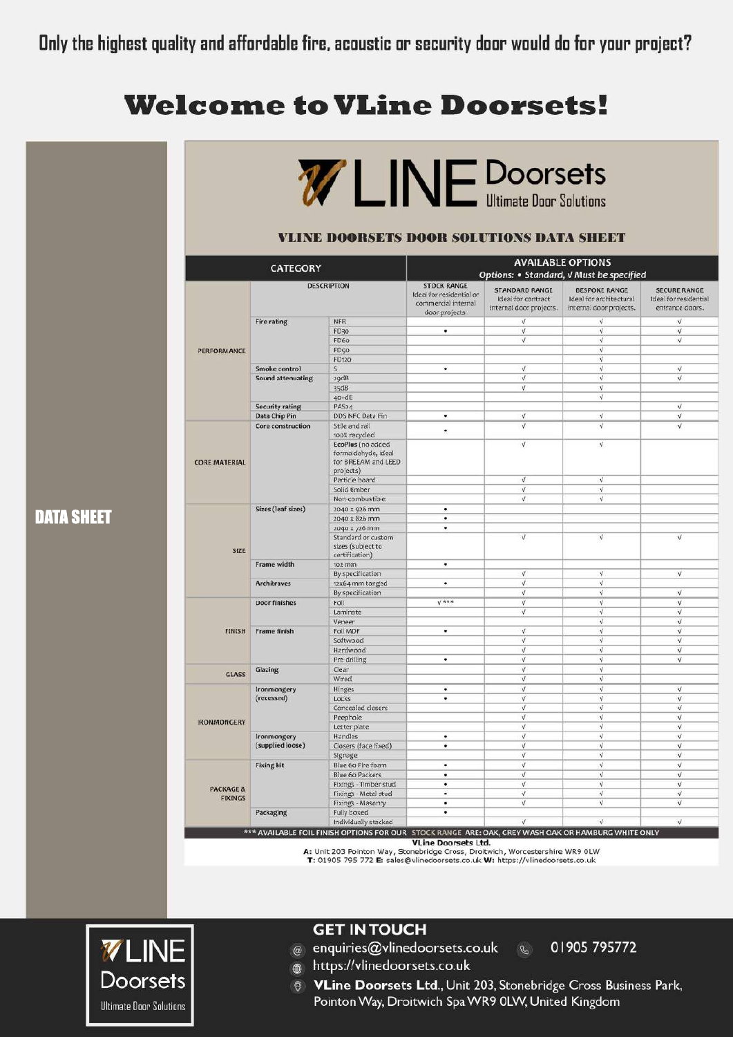Only the highest quality and affordable fire, acoustic or security door would do for your project?

# Welcome to VLine Doorsets!

DATA SHEET

VLINE Doorsets Ultimate Door Solutions

## VLINE DOORSETS DOOR SOLUTIONS DATA SHEET

| CATEGORY | | | AVAILABLE OPTIONS Options: • Standard, √ Must be specified | | | |
|---|---|---|---|---|---|---|
| | DESCRIPTION | | STOCK RANGE Ideal for residential or commercial internal door projects. | STANDARD RANGE Ideal for contract internal door projects. | BESPOKE RANGE Ideal for architectural internal door projects. | SECURE RANGE Ideal for residential entrance doors. |
| PERFORMANCE | Fire rating | NFR | | √ | √ | √ |
| | | FD30 | • | √ | √ | √ |
| | | FD60 | | √ | √ | √ |
| | | FD90 | | | √ | |
| | | FD120 | | | √ | |
| | Smoke control | S | • | √ | √ | √ |
| | Sound attenuating | 29dB | | √ | √ | √ |
| | | 35dB | | √ | √ | |
| | | 40+dB | | | √ | |
| | Security rating | PAS24 | | | | √ |
| | Data Chip Pin | DDS NFC Data Pin | • | √ | √ | √ |
| CORE MATERIAL | Core construction | Stile and rail 100% recycled | • | √ | √ | √ |
| | | EcoPlus (no added formaldehyde, ideal for BREEAM and LEED projects) | | √ | √ | |
| | | Particle board | | √ | √ | |
| | | Solid timber | | √ | √ | |
| | | Non-combustible | | √ | √ | |
| SIZE | Sizes (leaf sizes) | 2040 x 926 mm | • | | | |
| | | 2040 x 826 mm | • | | | |
| | | 2040 x 726 mm | • | | | |
| | | Standard or custom sizes (subject to certification) | | √ | √ | √ |
| | Frame width | 102 mm | • | | | |
| | | By specification | | √ | √ | √ |
| | Architraves | 12x64 mm torged | • | √ | √ | |
| | | By specification | | √ | √ | √ |
| FINISH | Door finishes | Foil | √ *** | √ | √ | √ |
| | | Laminate | | √ | √ | √ |
| | | Veneer | | | √ | √ |
| | Frame finish | Foil MDF | • | √ | √ | √ |
| | | Softwood | | √ | √ | √ |
| | | Hardwood | | √ | √ | √ |
| | | Pre-drilling | • | √ | √ | √ |
| GLASS | Glazing | Clear | | √ | √ | |
| | | Wired | | √ | √ | |
| IRONMONGERY | Ironmongery (recessed) | Hinges | • | √ | √ | √ |
| | | Locks | • | √ | √ | √ |
| | | Concealed closers | | √ | √ | √ |
| | | Peephole | | √ | √ | √ |
| | | Letter plate | | √ | √ | √ |
| | Ironmongery (supplied loose) | Handles | • | √ | √ | √ |
| | | Closers (face fixed) | • | √ | √ | √ |
| | | Signage | | √ | √ | √ |
| PACKAGE & FIXINGS | Fixing kit | Blue 60 Fire foam | • | √ | √ | √ |
| | | Blue 60 Packers | • | √ | √ | √ |
| | | Fixings - Timber stud | • | √ | √ | √ |
| | | Fixings - Metal stud | • | √ | √ | √ |
| | | Fixings - Masonry | • | √ | √ | √ |
| | Packaging | Fully boxed | • | | | |
| | | Individually stacked | | √ | √ | √ |

*** AVAILABLE FOIL FINISH OPTIONS FOR OUR STOCK RANGE ARE: OAK, GREY WASH OAK OR HAMBURG WHITE ONLY

**VLine Doorsets Ltd.**
**A:** Unit 203 Pointon Way, Stonebridge Cross, Droitwich, Worcestershire WR9 0LW
**T:** 01905 795 772 **E:** sales@vlinedoorsets.co.uk **W:** https://vlinedoorsets.co.uk

VLINE Doorsets Ultimate Door Solutions

## GET IN TOUCH

enquiries@vlinedoorsets.co.uk 01905 795772

https://vlinedoorsets.co.uk

**VLine Doorsets Ltd.**, Unit 203, Stonebridge Cross Business Park, Pointon Way, Droitwich Spa WR9 0LW, United Kingdom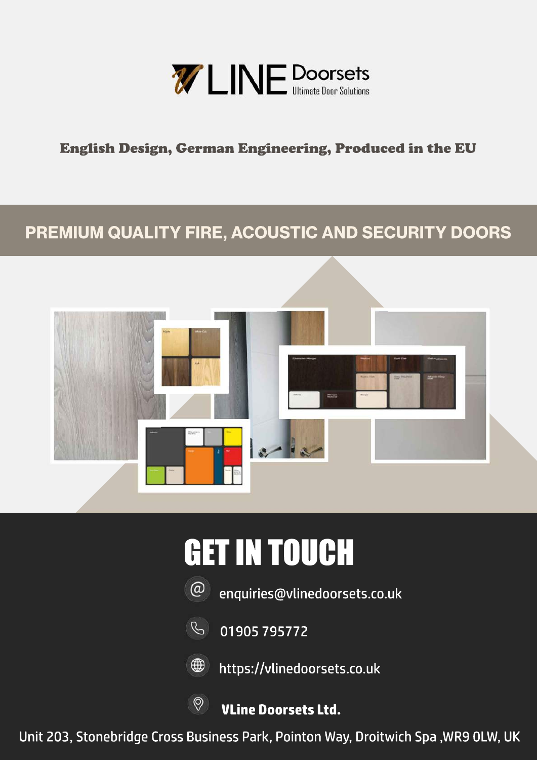# VLINE Doorsets

Ultimate Door Solutions

**English Design, German Engineering, Produced in the EU**

## PREMIUM QUALITY FIRE, ACOUSTIC AND SECURITY DOORS

## GET IN TOUCH

enquiries@vlinedoorsets.co.uk

01905 795772

https://vlinedoorsets.co.uk

**VLine Doorsets Ltd.**

Unit 203, Stonebridge Cross Business Park, Pointon Way, Droitwich Spa ,WR9 0LW, UK